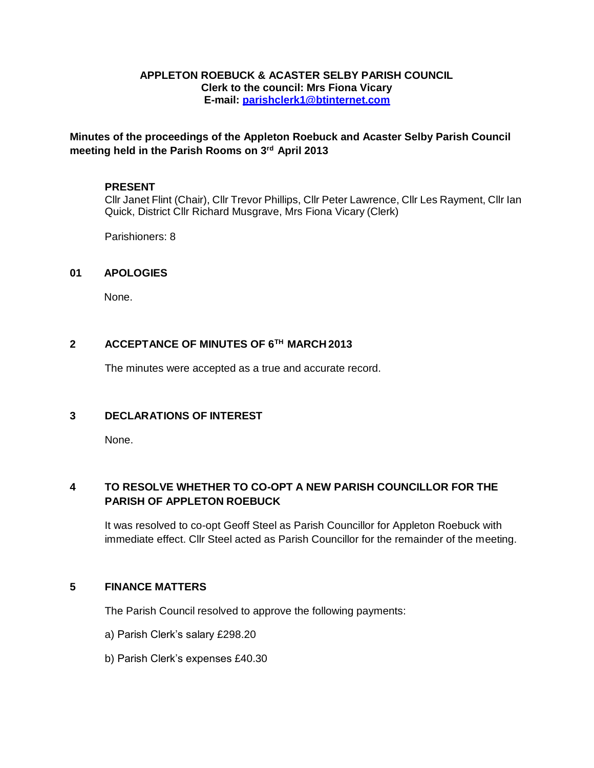**APPLETON ROEBUCK & ACASTER SELBY PARISH COUNCIL**
**Clerk to the council: Mrs Fiona Vicary**
**E-mail: parishclerk1@btinternet.com**

**Minutes of the proceedings of the Appleton Roebuck and Acaster Selby Parish Council meeting held in the Parish Rooms on 3rd April 2013**

**PRESENT**

Cllr Janet Flint (Chair), Cllr Trevor Phillips, Cllr Peter Lawrence, Cllr Les Rayment, Cllr Ian Quick, District Cllr Richard Musgrave, Mrs Fiona Vicary (Clerk)

Parishioners: 8

## 01 APOLOGIES

None.

## 2 ACCEPTANCE OF MINUTES OF 6TH MARCH 2013

The minutes were accepted as a true and accurate record.

## 3 DECLARATIONS OF INTEREST

None.

## 4 TO RESOLVE WHETHER TO CO-OPT A NEW PARISH COUNCILLOR FOR THE PARISH OF APPLETON ROEBUCK

It was resolved to co-opt Geoff Steel as Parish Councillor for Appleton Roebuck with immediate effect. Cllr Steel acted as Parish Councillor for the remainder of the meeting.

## 5 FINANCE MATTERS

The Parish Council resolved to approve the following payments:

a) Parish Clerk's salary £298.20

b) Parish Clerk's expenses £40.30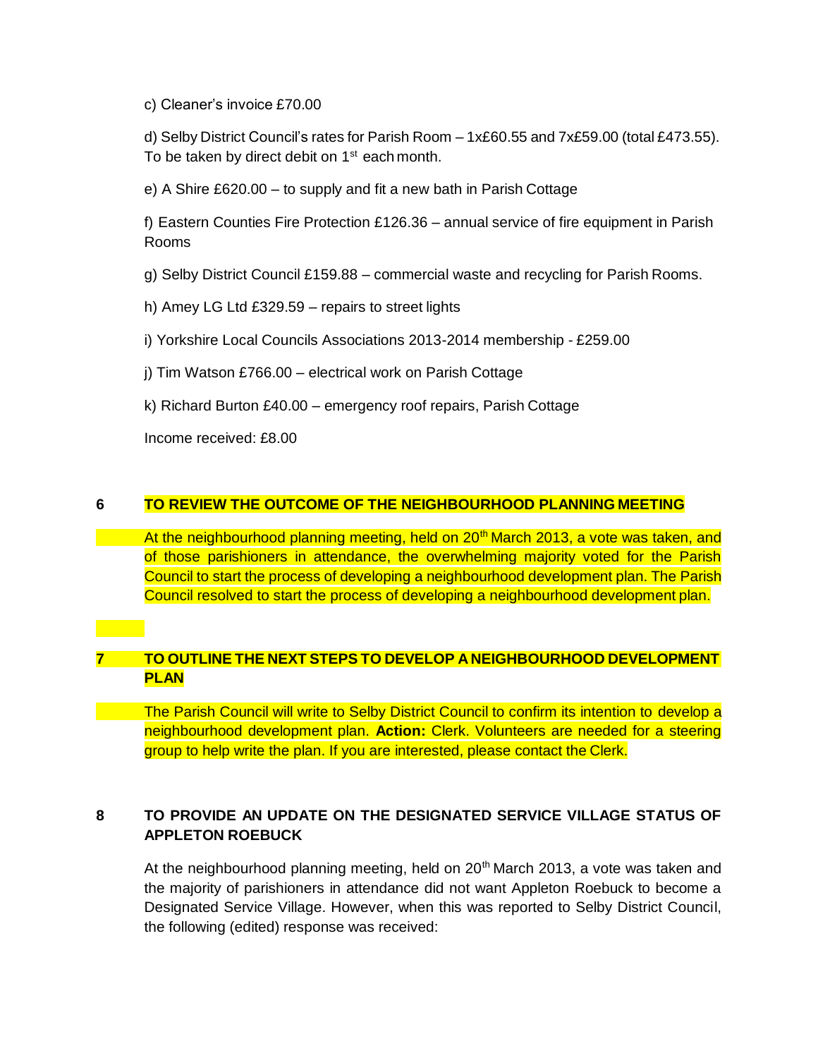c) Cleaner's invoice £70.00

d) Selby District Council's rates for Parish Room – 1x£60.55 and 7x£59.00 (total £473.55). To be taken by direct debit on 1st each month.

e) A Shire £620.00 – to supply and fit a new bath in Parish Cottage

f) Eastern Counties Fire Protection £126.36 – annual service of fire equipment in Parish Rooms

g) Selby District Council £159.88 – commercial waste and recycling for Parish Rooms.

h) Amey LG Ltd £329.59 – repairs to street lights

i) Yorkshire Local Councils Associations 2013-2014 membership - £259.00

j) Tim Watson £766.00 – electrical work on Parish Cottage

k) Richard Burton £40.00 – emergency roof repairs, Parish Cottage

Income received: £8.00

## 6 TO REVIEW THE OUTCOME OF THE NEIGHBOURHOOD PLANNING MEETING

At the neighbourhood planning meeting, held on 20th March 2013, a vote was taken, and of those parishioners in attendance, the overwhelming majority voted for the Parish Council to start the process of developing a neighbourhood development plan. The Parish Council resolved to start the process of developing a neighbourhood development plan.

## 7 TO OUTLINE THE NEXT STEPS TO DEVELOP A NEIGHBOURHOOD DEVELOPMENT PLAN

The Parish Council will write to Selby District Council to confirm its intention to develop a neighbourhood development plan. **Action:** Clerk. Volunteers are needed for a steering group to help write the plan. If you are interested, please contact the Clerk.

## 8 TO PROVIDE AN UPDATE ON THE DESIGNATED SERVICE VILLAGE STATUS OF APPLETON ROEBUCK

At the neighbourhood planning meeting, held on 20th March 2013, a vote was taken and the majority of parishioners in attendance did not want Appleton Roebuck to become a Designated Service Village. However, when this was reported to Selby District Council, the following (edited) response was received: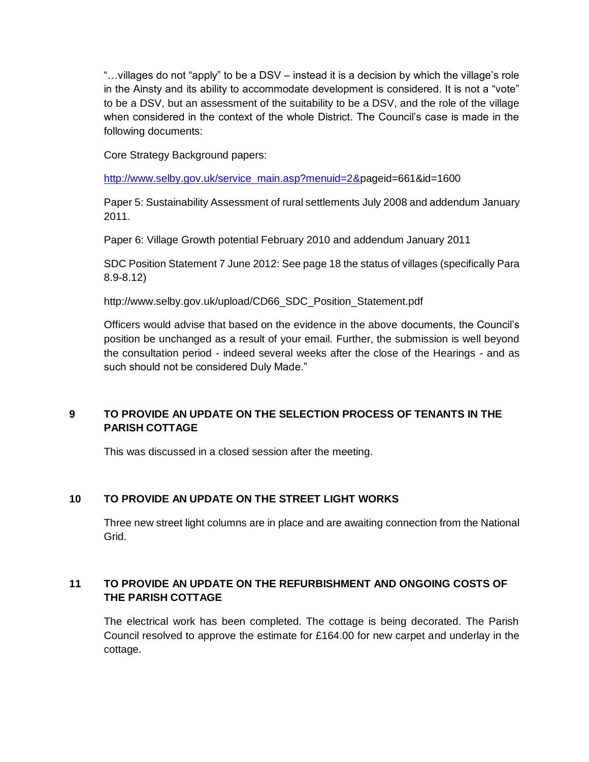"…villages do not "apply" to be a DSV – instead it is a decision by which the village's role in the Ainsty and its ability to accommodate development is considered. It is not a "vote" to be a DSV, but an assessment of the suitability to be a DSV, and the role of the village when considered in the context of the whole District. The Council's case is made in the following documents:

Core Strategy Background papers:

http://www.selby.gov.uk/service_main.asp?menuid=2&pageid=661&id=1600

Paper 5: Sustainability Assessment of rural settlements July 2008 and addendum January 2011.

Paper 6: Village Growth potential February 2010 and addendum January 2011

SDC Position Statement 7 June 2012: See page 18 the status of villages (specifically Para 8.9-8.12)

http://www.selby.gov.uk/upload/CD66_SDC_Position_Statement.pdf

Officers would advise that based on the evidence in the above documents, the Council's position be unchanged as a result of your email. Further, the submission is well beyond the consultation period - indeed several weeks after the close of the Hearings - and as such should not be considered Duly Made."

**9 TO PROVIDE AN UPDATE ON THE SELECTION PROCESS OF TENANTS IN THE PARISH COTTAGE**

This was discussed in a closed session after the meeting.

**10 TO PROVIDE AN UPDATE ON THE STREET LIGHT WORKS**

Three new street light columns are in place and are awaiting connection from the National Grid.

**11 TO PROVIDE AN UPDATE ON THE REFURBISHMENT AND ONGOING COSTS OF THE PARISH COTTAGE**

The electrical work has been completed. The cottage is being decorated. The Parish Council resolved to approve the estimate for £164.00 for new carpet and underlay in the cottage.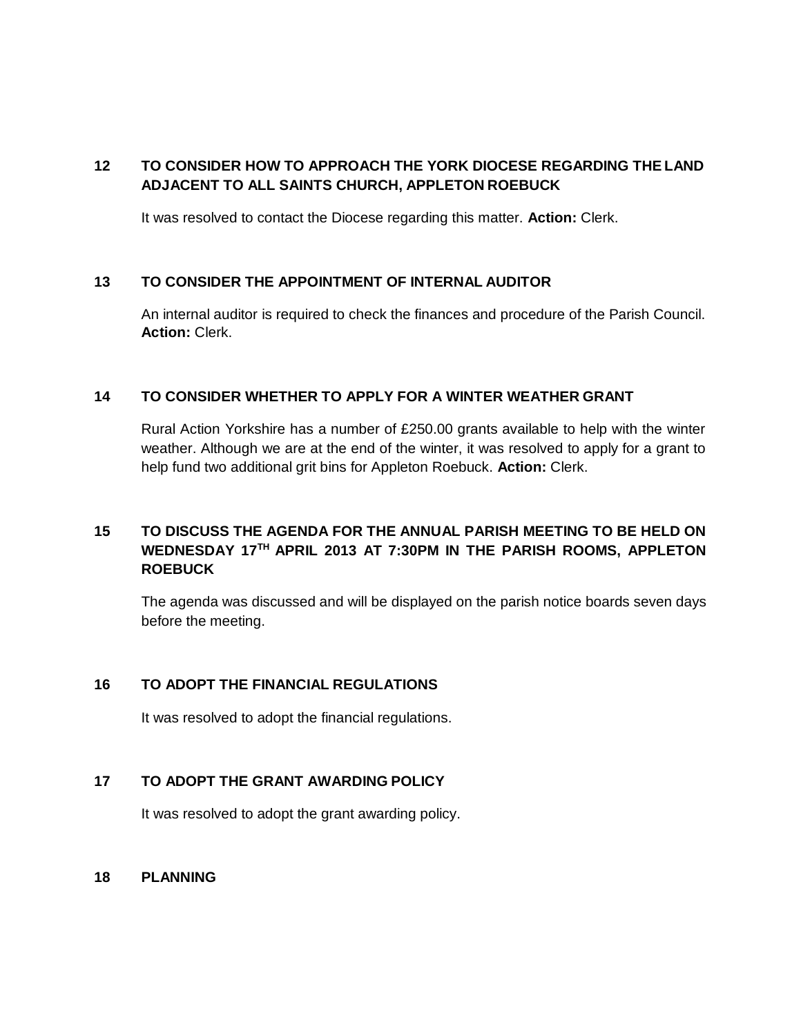## 12 TO CONSIDER HOW TO APPROACH THE YORK DIOCESE REGARDING THE LAND ADJACENT TO ALL SAINTS CHURCH, APPLETON ROEBUCK

It was resolved to contact the Diocese regarding this matter. **Action:** Clerk.

## 13 TO CONSIDER THE APPOINTMENT OF INTERNAL AUDITOR

An internal auditor is required to check the finances and procedure of the Parish Council. **Action:** Clerk.

## 14 TO CONSIDER WHETHER TO APPLY FOR A WINTER WEATHER GRANT

Rural Action Yorkshire has a number of £250.00 grants available to help with the winter weather. Although we are at the end of the winter, it was resolved to apply for a grant to help fund two additional grit bins for Appleton Roebuck. **Action:** Clerk.

## 15 TO DISCUSS THE AGENDA FOR THE ANNUAL PARISH MEETING TO BE HELD ON WEDNESDAY 17TH APRIL 2013 AT 7:30PM IN THE PARISH ROOMS, APPLETON ROEBUCK

The agenda was discussed and will be displayed on the parish notice boards seven days before the meeting.

## 16 TO ADOPT THE FINANCIAL REGULATIONS

It was resolved to adopt the financial regulations.

## 17 TO ADOPT THE GRANT AWARDING POLICY

It was resolved to adopt the grant awarding policy.

## 18 PLANNING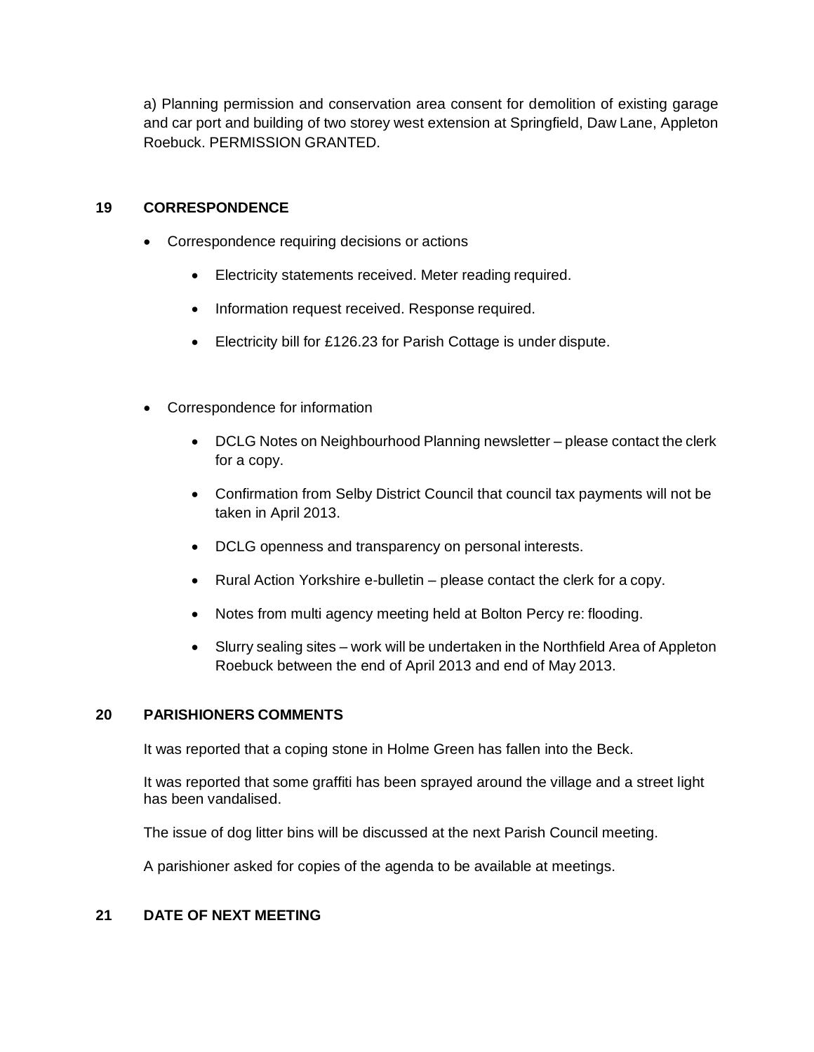a) Planning permission and conservation area consent for demolition of existing garage and car port and building of two storey west extension at Springfield, Daw Lane, Appleton Roebuck. PERMISSION GRANTED.

## 19 CORRESPONDENCE

- Correspondence requiring decisions or actions
  - Electricity statements received. Meter reading required.
  - Information request received. Response required.
  - Electricity bill for £126.23 for Parish Cottage is under dispute.

- Correspondence for information
  - DCLG Notes on Neighbourhood Planning newsletter – please contact the clerk for a copy.
  - Confirmation from Selby District Council that council tax payments will not be taken in April 2013.
  - DCLG openness and transparency on personal interests.
  - Rural Action Yorkshire e-bulletin – please contact the clerk for a copy.
  - Notes from multi agency meeting held at Bolton Percy re: flooding.
  - Slurry sealing sites – work will be undertaken in the Northfield Area of Appleton Roebuck between the end of April 2013 and end of May 2013.

## 20 PARISHIONERS COMMENTS

It was reported that a coping stone in Holme Green has fallen into the Beck.

It was reported that some graffiti has been sprayed around the village and a street light has been vandalised.

The issue of dog litter bins will be discussed at the next Parish Council meeting.

A parishioner asked for copies of the agenda to be available at meetings.

## 21 DATE OF NEXT MEETING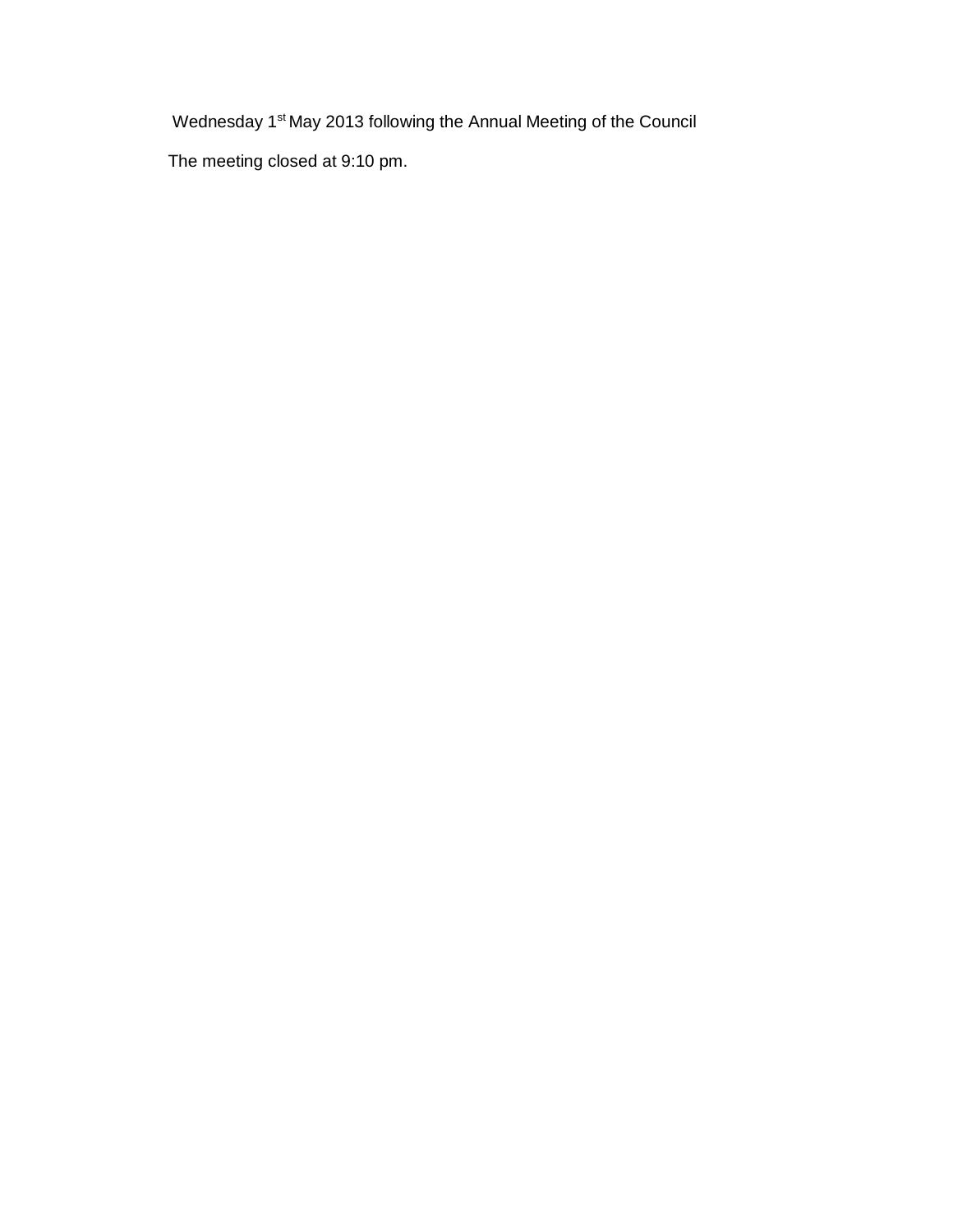Wednesday 1st May 2013 following the Annual Meeting of the Council

The meeting closed at 9:10 pm.